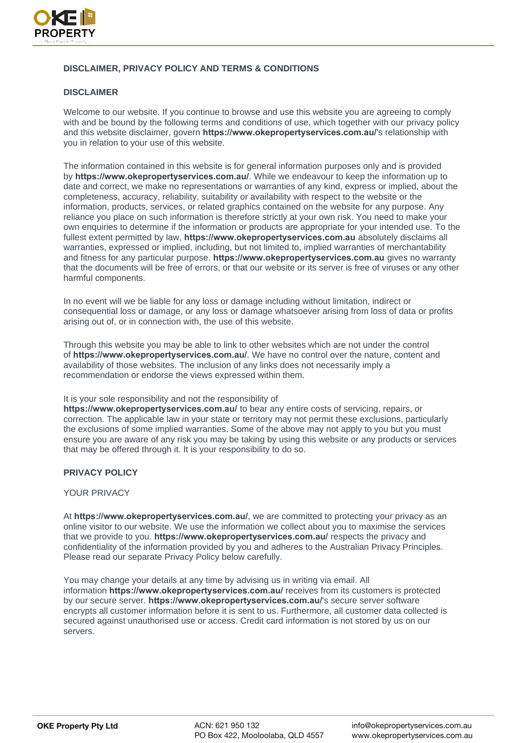# DISCLAIMER, PRIVACY POLICY AND TERMS & CONDITIONS

## DISCLAIMER

Welcome to our website. If you continue to browse and use this website you are agreeing to comply with and be bound by the following terms and conditions of use, which together with our privacy policy and this website disclaimer, govern **https://www.okepropertyservices.com.au/**'s relationship with you in relation to your use of this website.

The information contained in this website is for general information purposes only and is provided by **https://www.okepropertyservices.com.au/**. While we endeavour to keep the information up to date and correct, we make no representations or warranties of any kind, express or implied, about the completeness, accuracy, reliability, suitability or availability with respect to the website or the information, products, services, or related graphics contained on the website for any purpose. Any reliance you place on such information is therefore strictly at your own risk. You need to make your own enquiries to determine if the information or products are appropriate for your intended use. To the fullest extent permitted by law, **https://www.okepropertyservices.com.au** absolutely disclaims all warranties, expressed or implied, including, but not limited to, implied warranties of merchantability and fitness for any particular purpose. **https://www.okepropertyservices.com.au** gives no warranty that the documents will be free of errors, or that our website or its server is free of viruses or any other harmful components.

In no event will we be liable for any loss or damage including without limitation, indirect or consequential loss or damage, or any loss or damage whatsoever arising from loss of data or profits arising out of, or in connection with, the use of this website.

Through this website you may be able to link to other websites which are not under the control of **https://www.okepropertyservices.com.au/**. We have no control over the nature, content and availability of those websites. The inclusion of any links does not necessarily imply a recommendation or endorse the views expressed within them.

It is your sole responsibility and not the responsibility of **https://www.okepropertyservices.com.au/** to bear any entire costs of servicing, repairs, or correction. The applicable law in your state or territory may not permit these exclusions, particularly the exclusions of some implied warranties. Some of the above may not apply to you but you must ensure you are aware of any risk you may be taking by using this website or any products or services that may be offered through it. It is your responsibility to do so.

## PRIVACY POLICY

### YOUR PRIVACY

At **https://www.okepropertyservices.com.au/**, we are committed to protecting your privacy as an online visitor to our website. We use the information we collect about you to maximise the services that we provide to you. **https://www.okepropertyservices.com.au/** respects the privacy and confidentiality of the information provided by you and adheres to the Australian Privacy Principles. Please read our separate Privacy Policy below carefully.

You may change your details at any time by advising us in writing via email. All information **https://www.okepropertyservices.com.au/** receives from its customers is protected by our secure server. **https://www.okepropertyservices.com.au/**'s secure server software encrypts all customer information before it is sent to us. Furthermore, all customer data collected is secured against unauthorised use or access. Credit card information is not stored by us on our servers.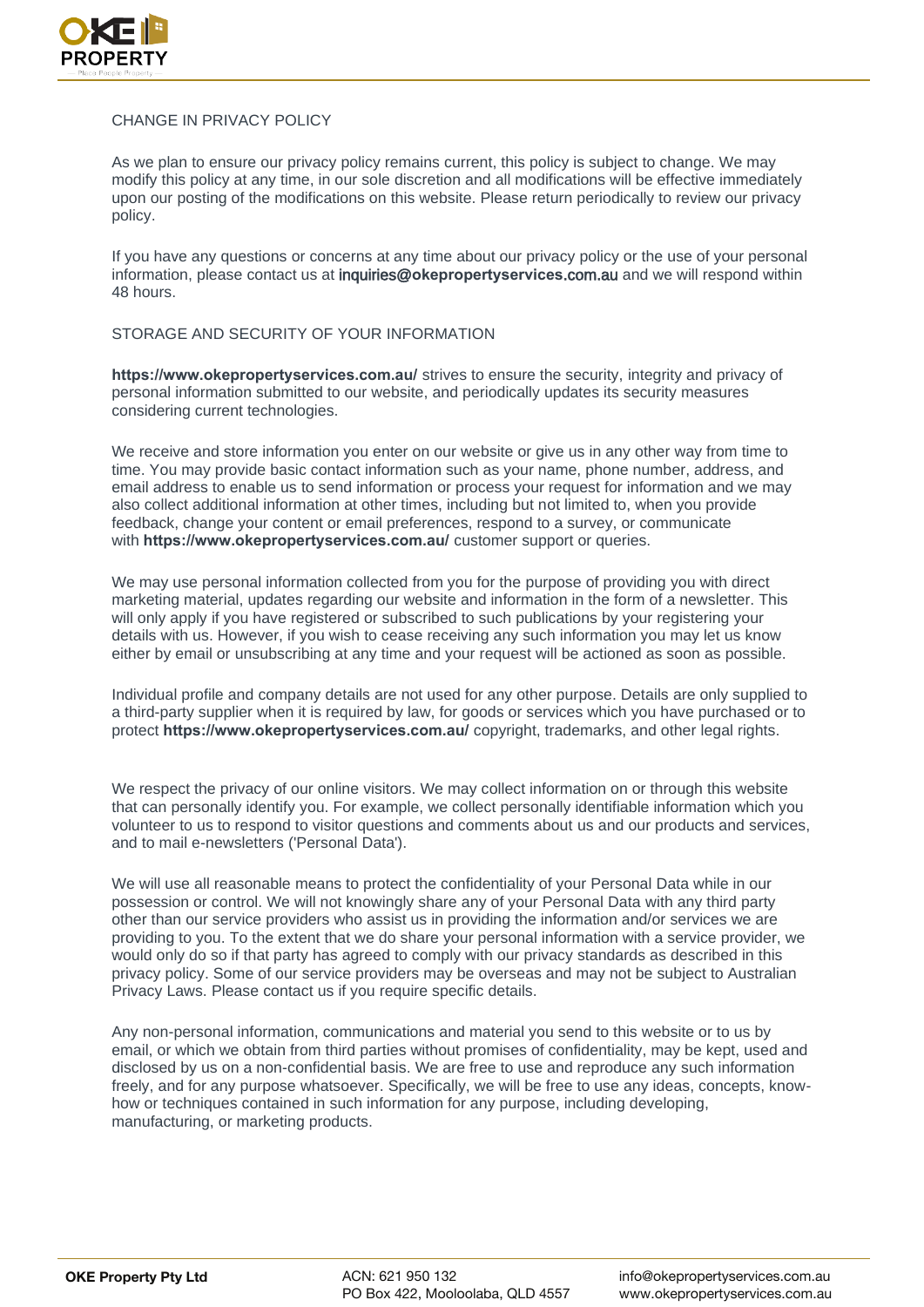## CHANGE IN PRIVACY POLICY

As we plan to ensure our privacy policy remains current, this policy is subject to change. We may modify this policy at any time, in our sole discretion and all modifications will be effective immediately upon our posting of the modifications on this website. Please return periodically to review our privacy policy.

If you have any questions or concerns at any time about our privacy policy or the use of your personal information, please contact us at **inquiries@okepropertyservices.com.au** and we will respond within 48 hours.

## STORAGE AND SECURITY OF YOUR INFORMATION

**https://www.okepropertyservices.com.au/** strives to ensure the security, integrity and privacy of personal information submitted to our website, and periodically updates its security measures considering current technologies.

We receive and store information you enter on our website or give us in any other way from time to time. You may provide basic contact information such as your name, phone number, address, and email address to enable us to send information or process your request for information and we may also collect additional information at other times, including but not limited to, when you provide feedback, change your content or email preferences, respond to a survey, or communicate with **https://www.okepropertyservices.com.au/** customer support or queries.

We may use personal information collected from you for the purpose of providing you with direct marketing material, updates regarding our website and information in the form of a newsletter. This will only apply if you have registered or subscribed to such publications by your registering your details with us. However, if you wish to cease receiving any such information you may let us know either by email or unsubscribing at any time and your request will be actioned as soon as possible.

Individual profile and company details are not used for any other purpose. Details are only supplied to a third-party supplier when it is required by law, for goods or services which you have purchased or to protect **https://www.okepropertyservices.com.au/** copyright, trademarks, and other legal rights.

We respect the privacy of our online visitors. We may collect information on or through this website that can personally identify you. For example, we collect personally identifiable information which you volunteer to us to respond to visitor questions and comments about us and our products and services, and to mail e-newsletters ('Personal Data').

We will use all reasonable means to protect the confidentiality of your Personal Data while in our possession or control. We will not knowingly share any of your Personal Data with any third party other than our service providers who assist us in providing the information and/or services we are providing to you. To the extent that we do share your personal information with a service provider, we would only do so if that party has agreed to comply with our privacy standards as described in this privacy policy. Some of our service providers may be overseas and may not be subject to Australian Privacy Laws. Please contact us if you require specific details.

Any non-personal information, communications and material you send to this website or to us by email, or which we obtain from third parties without promises of confidentiality, may be kept, used and disclosed by us on a non-confidential basis. We are free to use and reproduce any such information freely, and for any purpose whatsoever. Specifically, we will be free to use any ideas, concepts, know-how or techniques contained in such information for any purpose, including developing, manufacturing, or marketing products.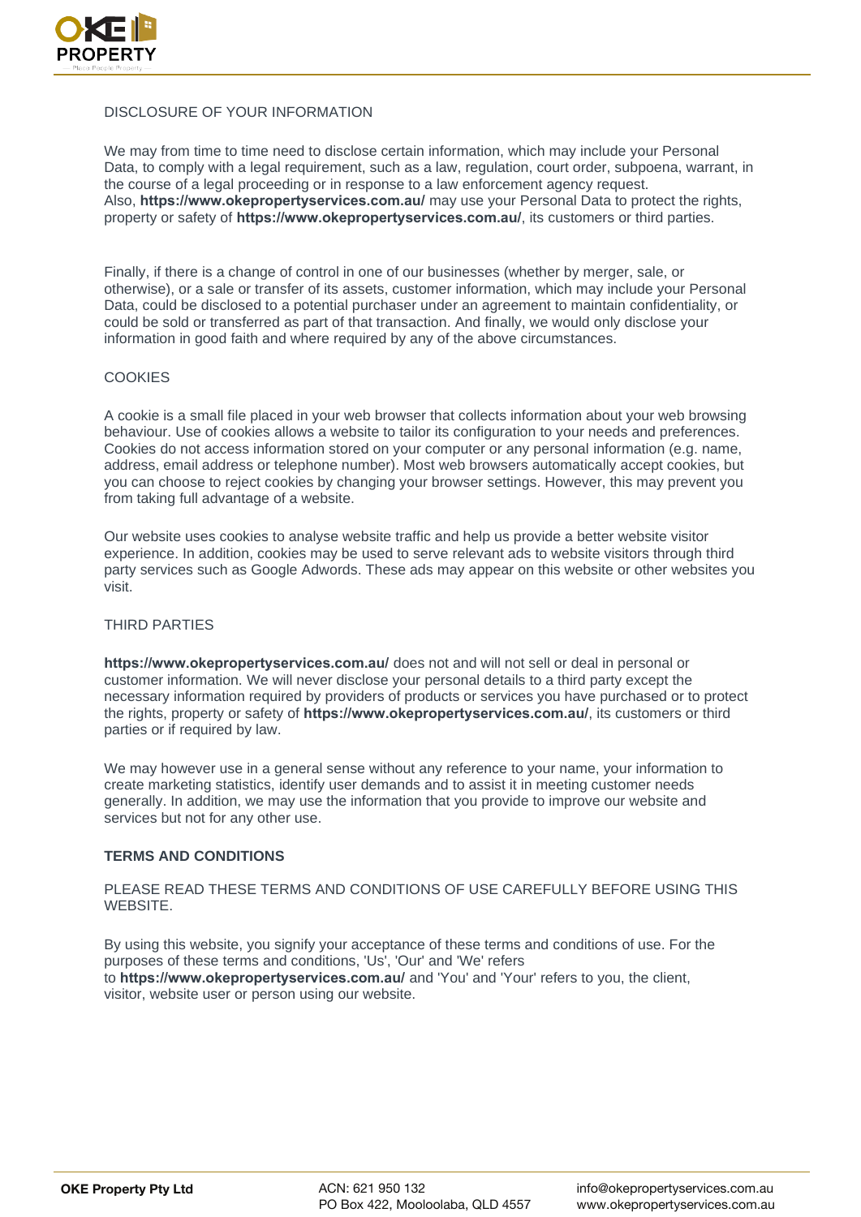DISCLOSURE OF YOUR INFORMATION

We may from time to time need to disclose certain information, which may include your Personal Data, to comply with a legal requirement, such as a law, regulation, court order, subpoena, warrant, in the course of a legal proceeding or in response to a law enforcement agency request.
Also, **https://www.okepropertyservices.com.au/** may use your Personal Data to protect the rights, property or safety of **https://www.okepropertyservices.com.au/**, its customers or third parties.

Finally, if there is a change of control in one of our businesses (whether by merger, sale, or otherwise), or a sale or transfer of its assets, customer information, which may include your Personal Data, could be disclosed to a potential purchaser under an agreement to maintain confidentiality, or could be sold or transferred as part of that transaction. And finally, we would only disclose your information in good faith and where required by any of the above circumstances.

COOKIES

A cookie is a small file placed in your web browser that collects information about your web browsing behaviour. Use of cookies allows a website to tailor its configuration to your needs and preferences. Cookies do not access information stored on your computer or any personal information (e.g. name, address, email address or telephone number). Most web browsers automatically accept cookies, but you can choose to reject cookies by changing your browser settings. However, this may prevent you from taking full advantage of a website.

Our website uses cookies to analyse website traffic and help us provide a better website visitor experience. In addition, cookies may be used to serve relevant ads to website visitors through third party services such as Google Adwords. These ads may appear on this website or other websites you visit.

THIRD PARTIES

**https://www.okepropertyservices.com.au/** does not and will not sell or deal in personal or customer information. We will never disclose your personal details to a third party except the necessary information required by providers of products or services you have purchased or to protect the rights, property or safety of **https://www.okepropertyservices.com.au/**, its customers or third parties or if required by law.

We may however use in a general sense without any reference to your name, your information to create marketing statistics, identify user demands and to assist it in meeting customer needs generally. In addition, we may use the information that you provide to improve our website and services but not for any other use.

**TERMS AND CONDITIONS**

PLEASE READ THESE TERMS AND CONDITIONS OF USE CAREFULLY BEFORE USING THIS WEBSITE.

By using this website, you signify your acceptance of these terms and conditions of use. For the purposes of these terms and conditions, 'Us', 'Our' and 'We' refers to **https://www.okepropertyservices.com.au/** and 'You' and 'Your' refers to you, the client, visitor, website user or person using our website.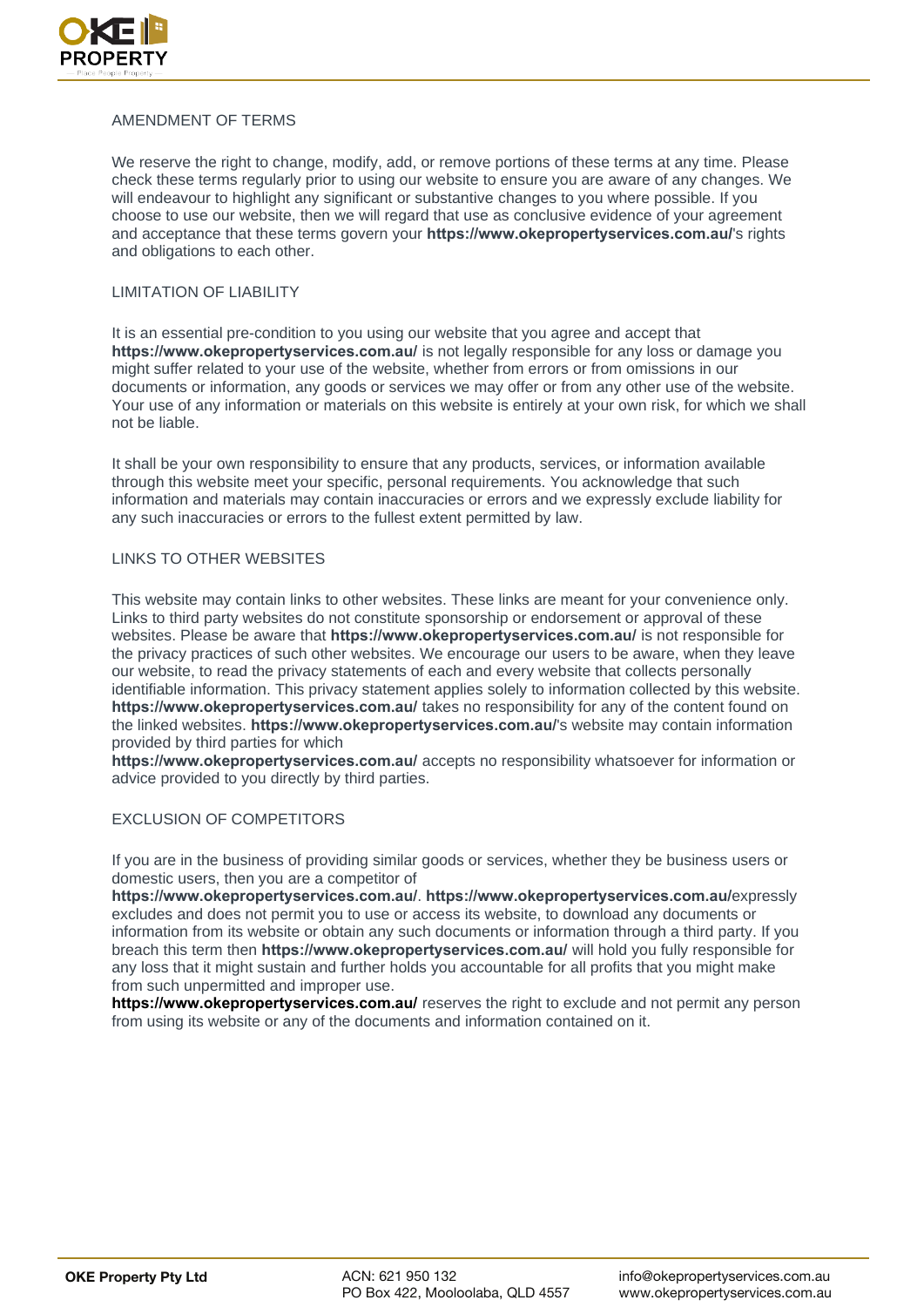## AMENDMENT OF TERMS

We reserve the right to change, modify, add, or remove portions of these terms at any time. Please check these terms regularly prior to using our website to ensure you are aware of any changes. We will endeavour to highlight any significant or substantive changes to you where possible. If you choose to use our website, then we will regard that use as conclusive evidence of your agreement and acceptance that these terms govern your **https://www.okepropertyservices.com.au/**'s rights and obligations to each other.

## LIMITATION OF LIABILITY

It is an essential pre-condition to you using our website that you agree and accept that **https://www.okepropertyservices.com.au/** is not legally responsible for any loss or damage you might suffer related to your use of the website, whether from errors or from omissions in our documents or information, any goods or services we may offer or from any other use of the website. Your use of any information or materials on this website is entirely at your own risk, for which we shall not be liable.

It shall be your own responsibility to ensure that any products, services, or information available through this website meet your specific, personal requirements. You acknowledge that such information and materials may contain inaccuracies or errors and we expressly exclude liability for any such inaccuracies or errors to the fullest extent permitted by law.

## LINKS TO OTHER WEBSITES

This website may contain links to other websites. These links are meant for your convenience only. Links to third party websites do not constitute sponsorship or endorsement or approval of these websites. Please be aware that **https://www.okepropertyservices.com.au/** is not responsible for the privacy practices of such other websites. We encourage our users to be aware, when they leave our website, to read the privacy statements of each and every website that collects personally identifiable information. This privacy statement applies solely to information collected by this website. **https://www.okepropertyservices.com.au/** takes no responsibility for any of the content found on the linked websites. **https://www.okepropertyservices.com.au/**'s website may contain information provided by third parties for which **https://www.okepropertyservices.com.au/** accepts no responsibility whatsoever for information or advice provided to you directly by third parties.

## EXCLUSION OF COMPETITORS

If you are in the business of providing similar goods or services, whether they be business users or domestic users, then you are a competitor of **https://www.okepropertyservices.com.au/**. **https://www.okepropertyservices.com.au/**expressly excludes and does not permit you to use or access its website, to download any documents or information from its website or obtain any such documents or information through a third party. If you breach this term then **https://www.okepropertyservices.com.au/** will hold you fully responsible for any loss that it might sustain and further holds you accountable for all profits that you might make from such unpermitted and improper use.
**https://www.okepropertyservices.com.au/** reserves the right to exclude and not permit any person from using its website or any of the documents and information contained on it.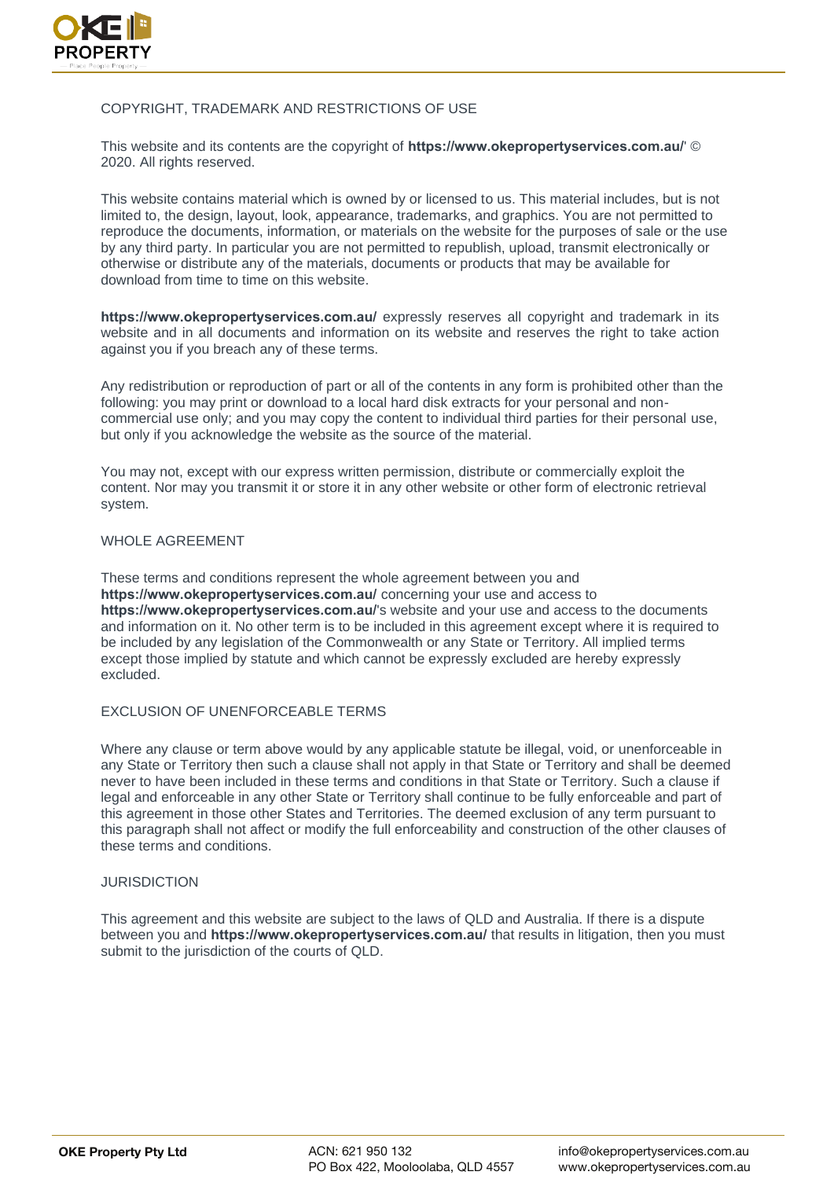## COPYRIGHT, TRADEMARK AND RESTRICTIONS OF USE

This website and its contents are the copyright of **https://www.okepropertyservices.com.au/**' © 2020. All rights reserved.

This website contains material which is owned by or licensed to us. This material includes, but is not limited to, the design, layout, look, appearance, trademarks, and graphics. You are not permitted to reproduce the documents, information, or materials on the website for the purposes of sale or the use by any third party. In particular you are not permitted to republish, upload, transmit electronically or otherwise or distribute any of the materials, documents or products that may be available for download from time to time on this website.

**https://www.okepropertyservices.com.au/** expressly reserves all copyright and trademark in its website and in all documents and information on its website and reserves the right to take action against you if you breach any of these terms.

Any redistribution or reproduction of part or all of the contents in any form is prohibited other than the following: you may print or download to a local hard disk extracts for your personal and non-commercial use only; and you may copy the content to individual third parties for their personal use, but only if you acknowledge the website as the source of the material.

You may not, except with our express written permission, distribute or commercially exploit the content. Nor may you transmit it or store it in any other website or other form of electronic retrieval system.

## WHOLE AGREEMENT

These terms and conditions represent the whole agreement between you and **https://www.okepropertyservices.com.au/** concerning your use and access to **https://www.okepropertyservices.com.au/**'s website and your use and access to the documents and information on it. No other term is to be included in this agreement except where it is required to be included by any legislation of the Commonwealth or any State or Territory. All implied terms except those implied by statute and which cannot be expressly excluded are hereby expressly excluded.

## EXCLUSION OF UNENFORCEABLE TERMS

Where any clause or term above would by any applicable statute be illegal, void, or unenforceable in any State or Territory then such a clause shall not apply in that State or Territory and shall be deemed never to have been included in these terms and conditions in that State or Territory. Such a clause if legal and enforceable in any other State or Territory shall continue to be fully enforceable and part of this agreement in those other States and Territories. The deemed exclusion of any term pursuant to this paragraph shall not affect or modify the full enforceability and construction of the other clauses of these terms and conditions.

## JURISDICTION

This agreement and this website are subject to the laws of QLD and Australia. If there is a dispute between you and **https://www.okepropertyservices.com.au/** that results in litigation, then you must submit to the jurisdiction of the courts of QLD.